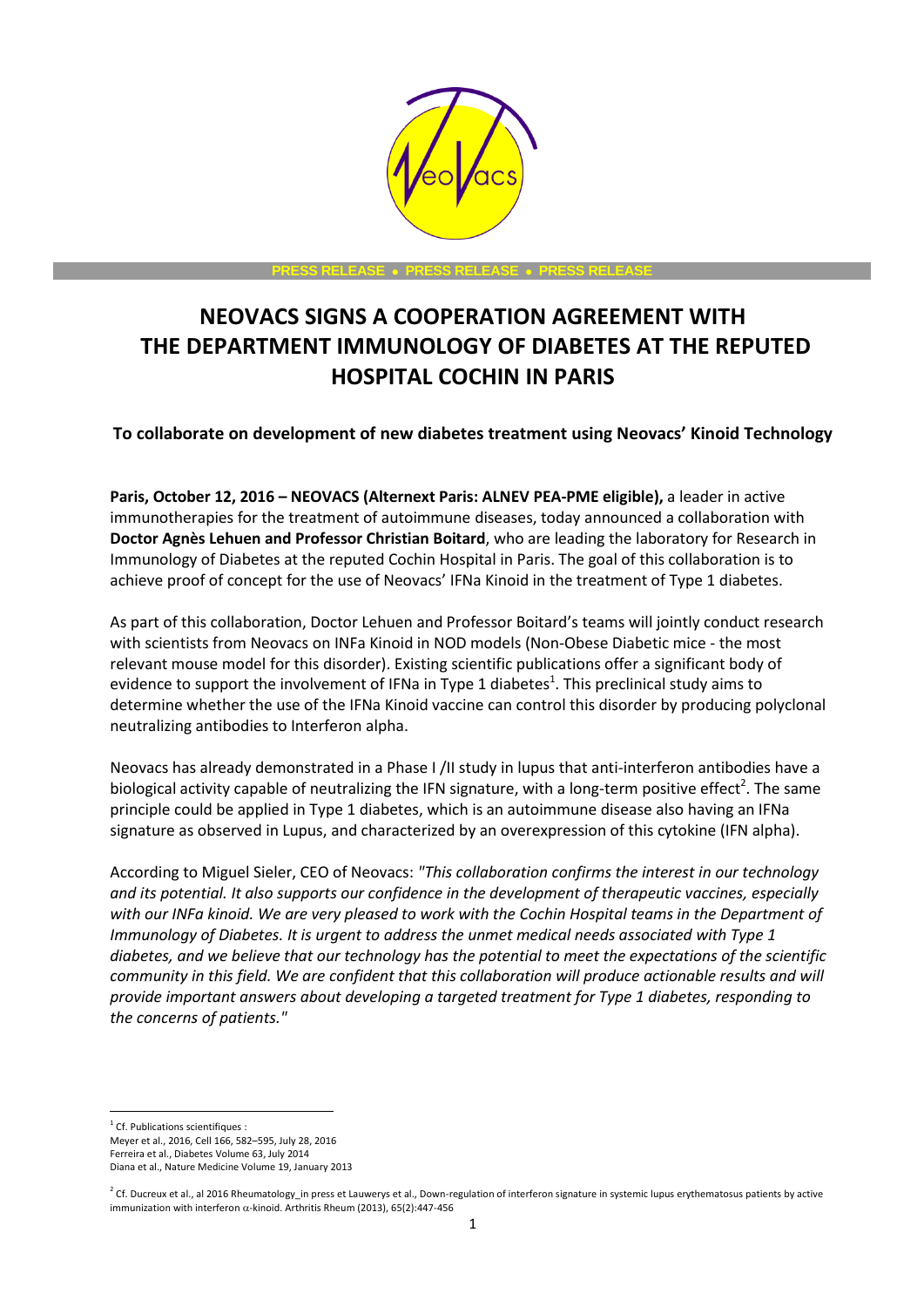PRESS RELEASE • PRESS RELEASE • PRESS RELEASE

# NEOVACS SIGNS A COOPERATION AGREEMENT WITH THE DEPARTMENT IMMUNOLOGY OF DIABETES AT THE REPUTED HOSPITAL COCHIN IN PARIS

### To collaborate on development of new diabetes treatment using Neovacs' Kinoid Technology

**Paris, October 12, 2016 – NEOVACS (Alternext Paris: ALNEV PEA-PME eligible),** a leader in active immunotherapies for the treatment of autoimmune diseases, today announced a collaboration with **Doctor Agnès Lehuen and Professor Christian Boitard**, who are leading the laboratory for Research in Immunology of Diabetes at the reputed Cochin Hospital in Paris. The goal of this collaboration is to achieve proof of concept for the use of Neovacs' IFNa Kinoid in the treatment of Type 1 diabetes.

As part of this collaboration, Doctor Lehuen and Professor Boitard's teams will jointly conduct research with scientists from Neovacs on INFa Kinoid in NOD models (Non-Obese Diabetic mice - the most relevant mouse model for this disorder). Existing scientific publications offer a significant body of evidence to support the involvement of IFNa in Type 1 diabetes[1]. This preclinical study aims to determine whether the use of the IFNa Kinoid vaccine can control this disorder by producing polyclonal neutralizing antibodies to Interferon alpha.

Neovacs has already demonstrated in a Phase I /II study in lupus that anti-interferon antibodies have a biological activity capable of neutralizing the IFN signature, with a long-term positive effect[2]. The same principle could be applied in Type 1 diabetes, which is an autoimmune disease also having an IFNa signature as observed in Lupus, and characterized by an overexpression of this cytokine (IFN alpha).

According to Miguel Sieler, CEO of Neovacs: *"This collaboration confirms the interest in our technology and its potential. It also supports our confidence in the development of therapeutic vaccines, especially with our INFa kinoid. We are very pleased to work with the Cochin Hospital teams in the Department of Immunology of Diabetes. It is urgent to address the unmet medical needs associated with Type 1 diabetes, and we believe that our technology has the potential to meet the expectations of the scientific community in this field. We are confident that this collaboration will produce actionable results and will provide important answers about developing a targeted treatment for Type 1 diabetes, responding to the concerns of patients."*

---

[1] Cf. Publications scientifiques :
Meyer et al., 2016, Cell 166, 582–595, July 28, 2016
Ferreira et al., Diabetes Volume 63, July 2014
Diana et al., Nature Medicine Volume 19, January 2013

[2] Cf. Ducreux et al., al 2016 Rheumatology_in press et Lauwerys et al., Down-regulation of interferon signature in systemic lupus erythematosus patients by active immunization with interferon α-kinoid. Arthritis Rheum (2013), 65(2):447-456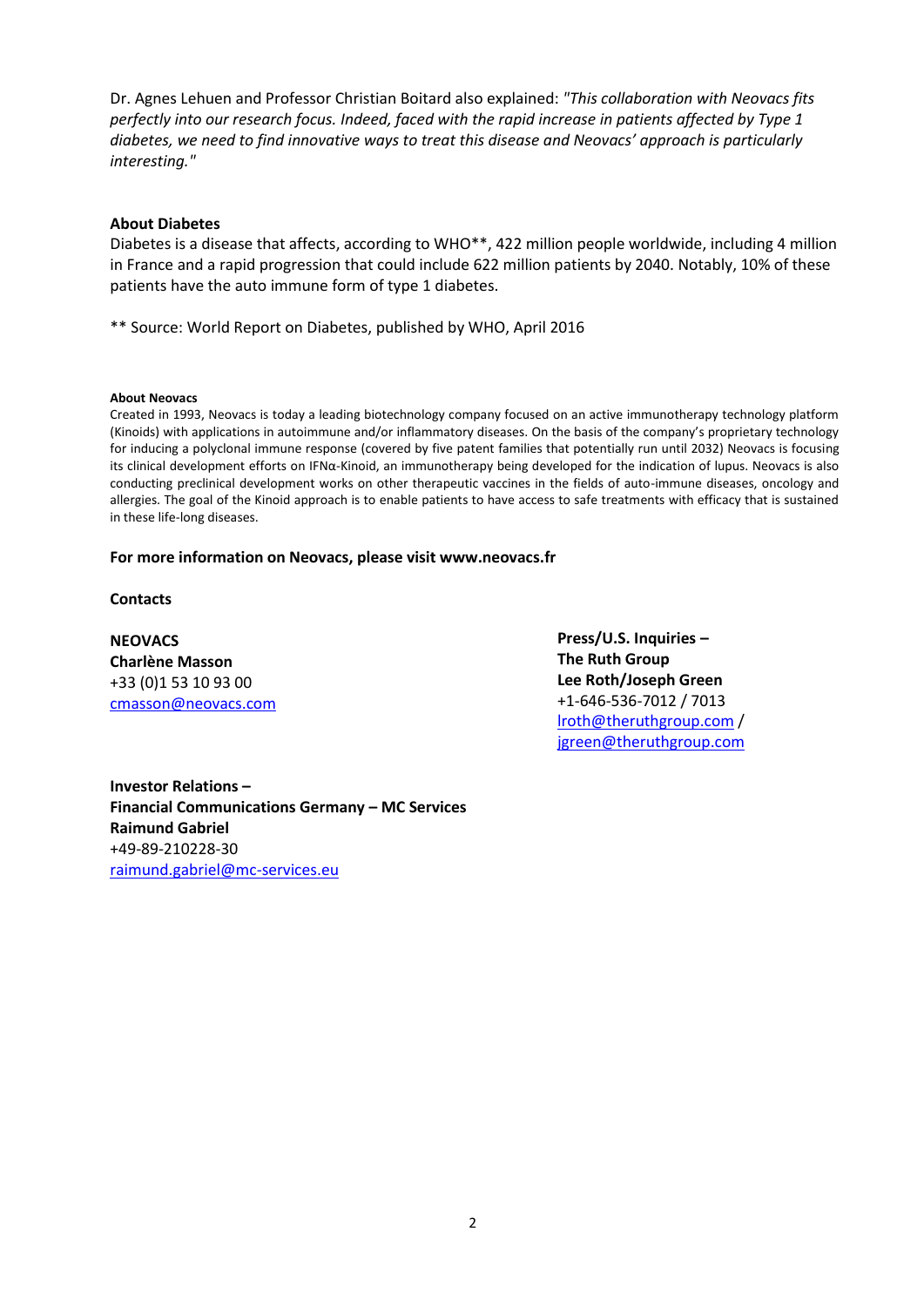Dr. Agnes Lehuen and Professor Christian Boitard also explained: *"This collaboration with Neovacs fits perfectly into our research focus. Indeed, faced with the rapid increase in patients affected by Type 1 diabetes, we need to find innovative ways to treat this disease and Neovacs' approach is particularly interesting."*

**About Diabetes**

Diabetes is a disease that affects, according to WHO**, 422 million people worldwide, including 4 million in France and a rapid progression that could include 622 million patients by 2040. Notably, 10% of these patients have the auto immune form of type 1 diabetes.

** Source: World Report on Diabetes, published by WHO, April 2016

**About Neovacs**

Created in 1993, Neovacs is today a leading biotechnology company focused on an active immunotherapy technology platform (Kinoids) with applications in autoimmune and/or inflammatory diseases. On the basis of the company's proprietary technology for inducing a polyclonal immune response (covered by five patent families that potentially run until 2032) Neovacs is focusing its clinical development efforts on IFNα-Kinoid, an immunotherapy being developed for the indication of lupus. Neovacs is also conducting preclinical development works on other therapeutic vaccines in the fields of auto-immune diseases, oncology and allergies. The goal of the Kinoid approach is to enable patients to have access to safe treatments with efficacy that is sustained in these life-long diseases.

**For more information on Neovacs, please visit www.neovacs.fr**

**Contacts**

**NEOVACS**
**Charlène Masson**
+33 (0)1 53 10 93 00
cmasson@neovacs.com

**Press/U.S. Inquiries –**
**The Ruth Group**
**Lee Roth/Joseph Green**
+1-646-536-7012 / 7013
lroth@theruthgroup.com / jgreen@theruthgroup.com

**Investor Relations –**
**Financial Communications Germany – MC Services**
**Raimund Gabriel**
+49-89-210228-30
raimund.gabriel@mc-services.eu